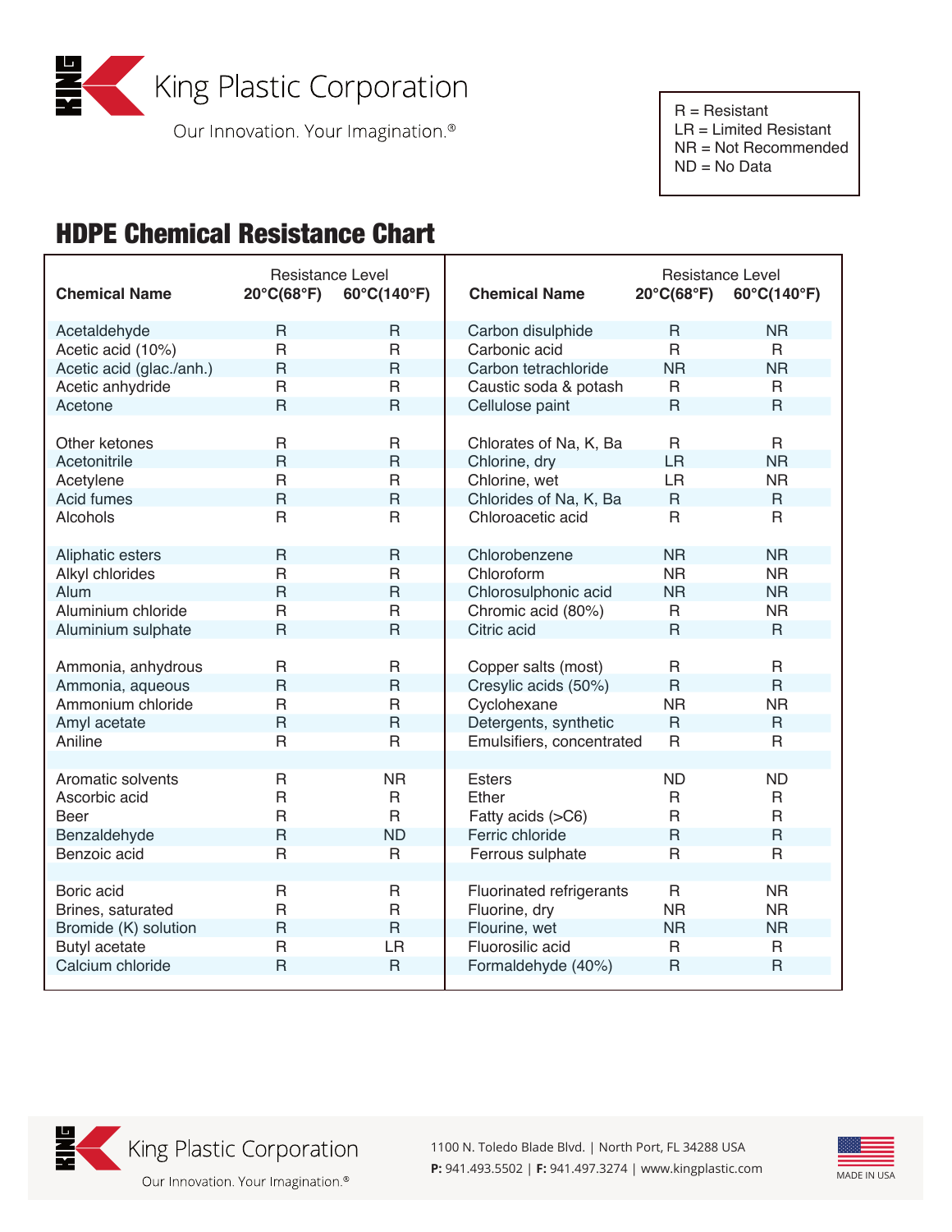King Plastic Corporation

Our Innovation. Your Imagination.®

R = Resistant
LR = Limited Resistant
NR = Not Recommended
ND = No Data

# HDPE Chemical Resistance Chart

| Chemical Name | Resistance Level 20°C(68°F) | Resistance Level 60°C(140°F) |
|---|---|---|
| Acetaldehyde | R | R |
| Acetic acid (10%) | R | R |
| Acetic acid (glac./anh.) | R | R |
| Acetic anhydride | R | R |
| Acetone | R | R |
| Other ketones | R | R |
| Acetonitrile | R | R |
| Acetylene | R | R |
| Acid fumes | R | R |
| Alcohols | R | R |
| Aliphatic esters | R | R |
| Alkyl chlorides | R | R |
| Alum | R | R |
| Aluminium chloride | R | R |
| Aluminium sulphate | R | R |
| Ammonia, anhydrous | R | R |
| Ammonia, aqueous | R | R |
| Ammonium chloride | R | R |
| Amyl acetate | R | R |
| Aniline | R | R |
| Aromatic solvents | R | NR |
| Ascorbic acid | R | R |
| Beer | R | R |
| Benzaldehyde | R | ND |
| Benzoic acid | R | R |
| Boric acid | R | R |
| Brines, saturated | R | R |
| Bromide (K) solution | R | R |
| Butyl acetate | R | LR |
| Calcium chloride | R | R |
| Carbon disulphide | R | NR |
| Carbonic acid | R | R |
| Carbon tetrachloride | NR | NR |
| Caustic soda & potash | R | R |
| Cellulose paint | R | R |
| Chlorates of Na, K, Ba | R | R |
| Chlorine, dry | LR | NR |
| Chlorine, wet | LR | NR |
| Chlorides of Na, K, Ba | R | R |
| Chloroacetic acid | R | R |
| Chlorobenzene | NR | NR |
| Chloroform | NR | NR |
| Chlorosulphonic acid | NR | NR |
| Chromic acid (80%) | R | NR |
| Citric acid | R | R |
| Copper salts (most) | R | R |
| Cresylic acids (50%) | R | R |
| Cyclohexane | NR | NR |
| Detergents, synthetic | R | R |
| Emulsifiers, concentrated | R | R |
| Esters | ND | ND |
| Ether | R | R |
| Fatty acids (>C6) | R | R |
| Ferric chloride | R | R |
| Ferrous sulphate | R | R |
| Fluorinated refrigerants | R | NR |
| Fluorine, dry | NR | NR |
| Flourine, wet | NR | NR |
| Fluorosilic acid | R | R |
| Formaldehyde (40%) | R | R |

King Plastic Corporation

Our Innovation. Your Imagination.®

1100 N. Toledo Blade Blvd. | North Port, FL 34288 USA

**P:** 941.493.5502 | **F:** 941.497.3274 | www.kingplastic.com

MADE IN USA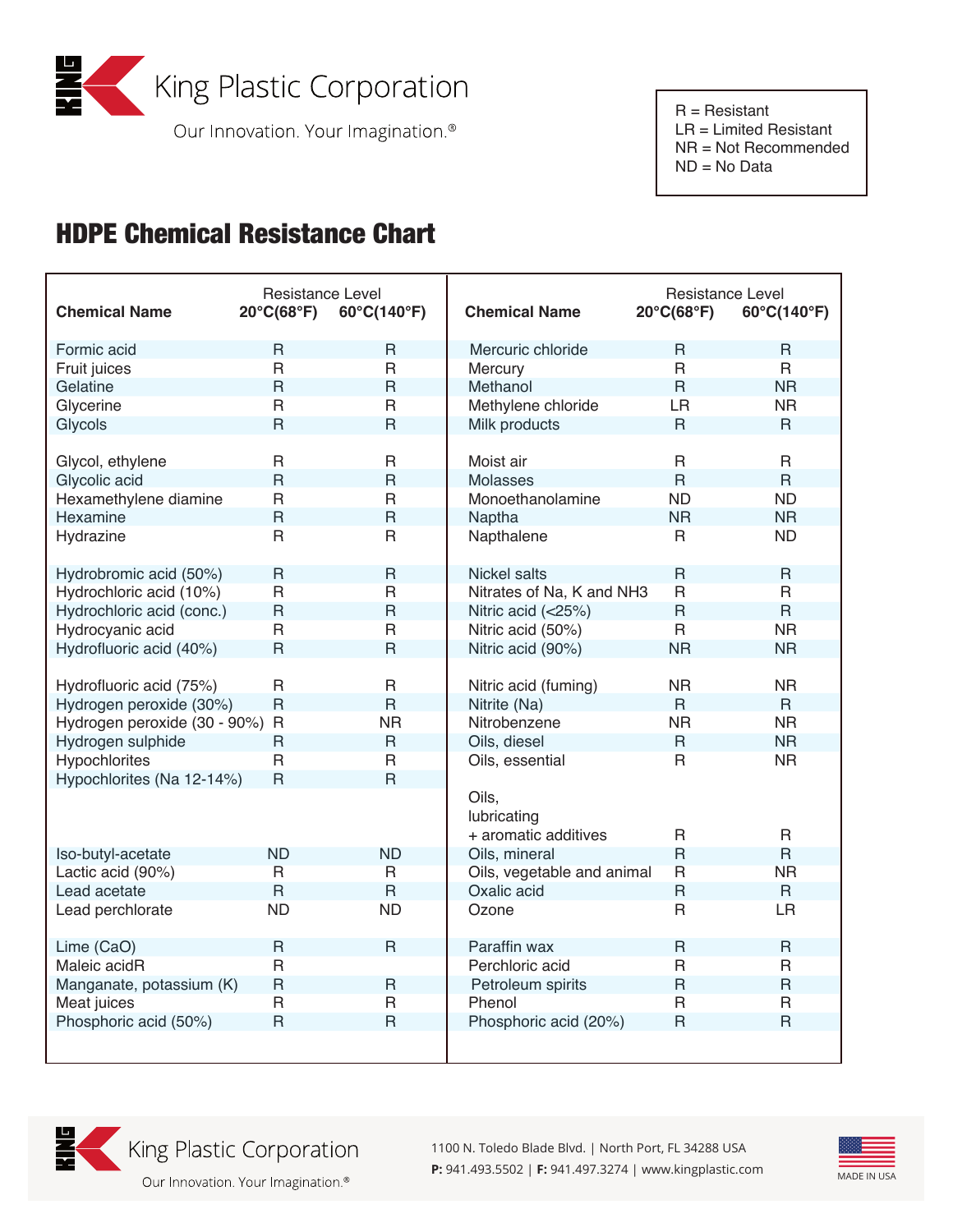King Plastic Corporation

Our Innovation. Your Imagination.®

R = Resistant
LR = Limited Resistant
NR = Not Recommended
ND = No Data

# HDPE Chemical Resistance Chart

| Chemical Name | 20°C(68°F) | 60°C(140°F) |
|---|---|---|
| Formic acid | R | R |
| Fruit juices | R | R |
| Gelatine | R | R |
| Glycerine | R | R |
| Glycols | R | R |
| Glycol, ethylene | R | R |
| Glycolic acid | R | R |
| Hexamethylene diamine | R | R |
| Hexamine | R | R |
| Hydrazine | R | R |
| Hydrobromic acid (50%) | R | R |
| Hydrochloric acid (10%) | R | R |
| Hydrochloric acid (conc.) | R | R |
| Hydrocyanic acid | R | R |
| Hydrofluoric acid (40%) | R | R |
| Hydrofluoric acid (75%) | R | R |
| Hydrogen peroxide (30%) | R | R |
| Hydrogen peroxide (30 - 90%) | R | NR |
| Hydrogen sulphide | R | R |
| Hypochlorites | R | R |
| Hypochlorites (Na 12-14%) | R | R |
| Iso-butyl-acetate | ND | ND |
| Lactic acid (90%) | R | R |
| Lead acetate | R | R |
| Lead perchlorate | ND | ND |
| Lime (CaO) | R | R |
| Maleic acidR | R | |
| Manganate, potassium (K) | R | R |
| Meat juices | R | R |
| Phosphoric acid (50%) | R | R |
| Mercuric chloride | R | R |
| Mercury | R | R |
| Methanol | R | NR |
| Methylene chloride | LR | NR |
| Milk products | R | R |
| Moist air | R | R |
| Molasses | R | R |
| Monoethanolamine | ND | ND |
| Naptha | NR | NR |
| Napthalene | R | ND |
| Nickel salts | R | R |
| Nitrates of Na, K and NH3 | R | R |
| Nitric acid (<25%) | R | R |
| Nitric acid (50%) | R | NR |
| Nitric acid (90%) | NR | NR |
| Nitric acid (fuming) | NR | NR |
| Nitrite (Na) | R | R |
| Nitrobenzene | NR | NR |
| Oils, diesel | R | NR |
| Oils, essential | R | NR |
| Oils, lubricating + aromatic additives | R | R |
| Oils, mineral | R | R |
| Oils, vegetable and animal | R | NR |
| Oxalic acid | R | R |
| Ozone | R | LR |
| Paraffin wax | R | R |
| Perchloric acid | R | R |
| Petroleum spirits | R | R |
| Phenol | R | R |
| Phosphoric acid (20%) | R | R |

King Plastic Corporation

Our Innovation. Your Imagination.®

1100 N. Toledo Blade Blvd. | North Port, FL 34288 USA
**P:** 941.493.5502 | **F:** 941.497.3274 | www.kingplastic.com

MADE IN USA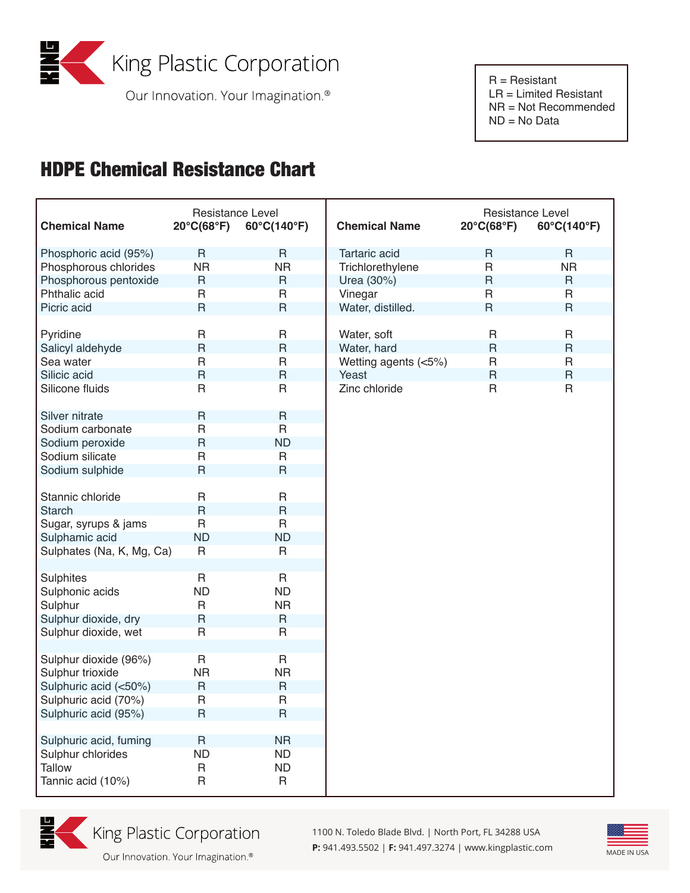King Plastic Corporation

Our Innovation. Your Imagination.®

R = Resistant
LR = Limited Resistant
NR = Not Recommended
ND = No Data

# HDPE Chemical Resistance Chart

| Chemical Name | Resistance Level 20°C(68°F) | 60°C(140°F) |
|---|---|---|
| Phosphoric acid (95%) | R | R |
| Phosphorous chlorides | NR | NR |
| Phosphorous pentoxide | R | R |
| Phthalic acid | R | R |
| Picric acid | R | R |
| Pyridine | R | R |
| Salicyl aldehyde | R | R |
| Sea water | R | R |
| Silicic acid | R | R |
| Silicone fluids | R | R |
| Silver nitrate | R | R |
| Sodium carbonate | R | R |
| Sodium peroxide | R | ND |
| Sodium silicate | R | R |
| Sodium sulphide | R | R |
| Stannic chloride | R | R |
| Starch | R | R |
| Sugar, syrups & jams | R | R |
| Sulphamic acid | ND | ND |
| Sulphates (Na, K, Mg, Ca) | R | R |
| Sulphites | R | R |
| Sulphonic acids | ND | ND |
| Sulphur | R | NR |
| Sulphur dioxide, dry | R | R |
| Sulphur dioxide, wet | R | R |
| Sulphur dioxide (96%) | R | R |
| Sulphur trioxide | NR | NR |
| Sulphuric acid (<50%) | R | R |
| Sulphuric acid (70%) | R | R |
| Sulphuric acid (95%) | R | R |
| Sulphuric acid, fuming | R | NR |
| Sulphur chlorides | ND | ND |
| Tallow | R | ND |
| Tannic acid (10%) | R | R |
| Tartaric acid | R | R |
| Trichlorethylene | R | NR |
| Urea (30%) | R | R |
| Vinegar | R | R |
| Water, distilled. | R | R |
| Water, soft | R | R |
| Water, hard | R | R |
| Wetting agents (<5%) | R | R |
| Yeast | R | R |
| Zinc chloride | R | R |

King Plastic Corporation

Our Innovation. Your Imagination.®

1100 N. Toledo Blade Blvd. | North Port, FL 34288 USA

**P:** 941.493.5502 | **F:** 941.497.3274 | www.kingplastic.com

MADE IN USA